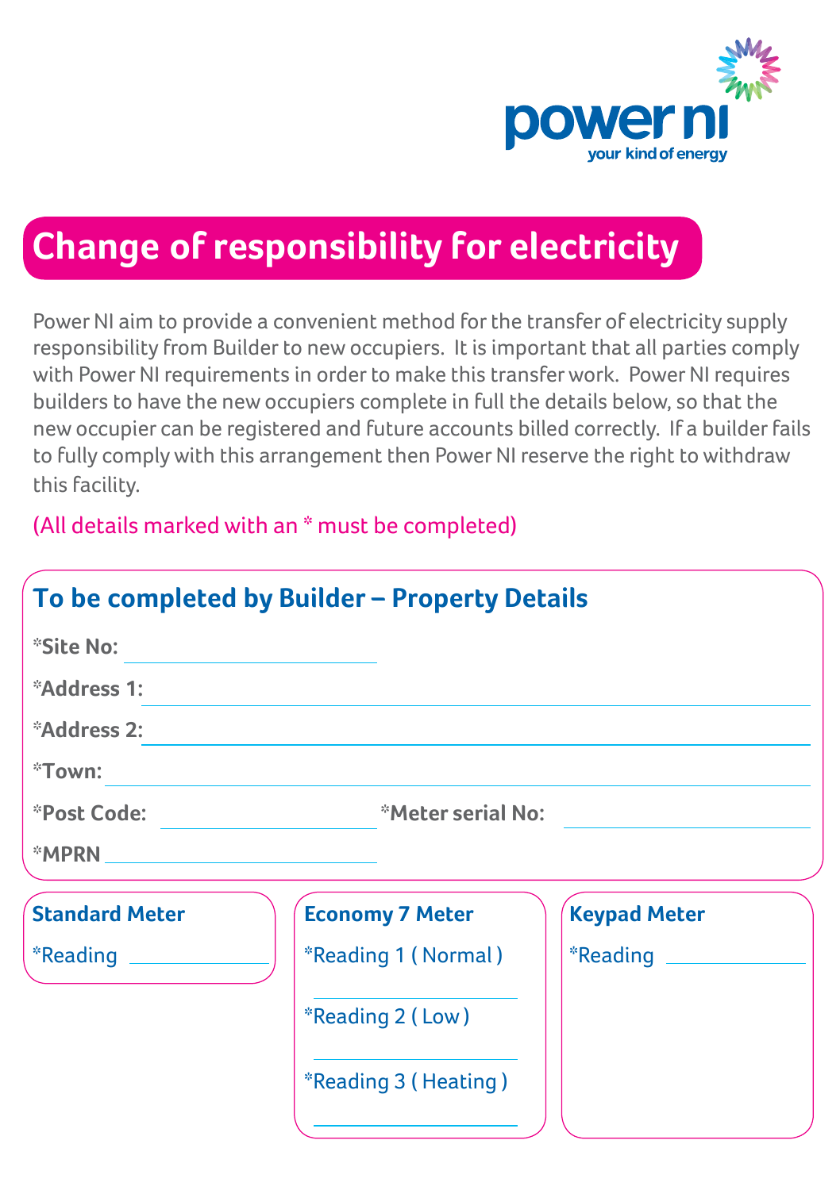power ni
your kind of energy

# Change of responsibility for electricity

Power NI aim to provide a convenient method for the transfer of electricity supply responsibility from Builder to new occupiers. It is important that all parties comply with Power NI requirements in order to make this transfer work. Power NI requires builders to have the new occupiers complete in full the details below, so that the new occupier can be registered and future accounts billed correctly. If a builder fails to fully comply with this arrangement then Power NI reserve the right to withdraw this facility.

(All details marked with an * must be completed)

## To be completed by Builder – Property Details

**\*Site No:** ____________________

**\*Address 1:** ____________________

**\*Address 2:** ____________________

**\*Town:** ____________________

**\*Post Code:** ____________________ **\*Meter serial No:** ____________________

**\*MPRN** ____________________

### Standard Meter

*Reading ____________________

### Economy 7 Meter

*Reading 1 ( Normal ) ____________________

*Reading 2 ( Low ) ____________________

*Reading 3 ( Heating ) ____________________

### Keypad Meter

*Reading ____________________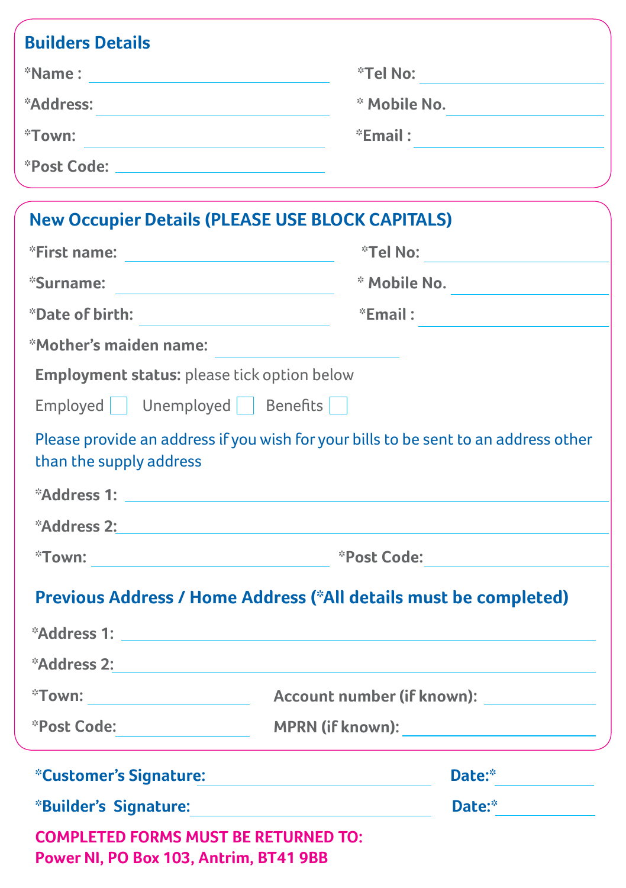## Builders Details

*Name : ______________________ *Tel No: ______________________

*Address: ______________________ * Mobile No. ______________________

*Town: ______________________ *Email : ______________________

*Post Code: ______________________

## New Occupier Details (PLEASE USE BLOCK CAPITALS)

*First name: ______________________ *Tel No: ______________________

*Surname: ______________________ * Mobile No. ______________________

*Date of birth: ______________________ *Email : ______________________

*Mother's maiden name: ______________________

**Employment status:** please tick option below

Employed ☐ Unemployed ☐ Benefits ☐

Please provide an address if you wish for your bills to be sent to an address other than the supply address

*Address 1: ______________________

*Address 2: ______________________

*Town: ______________________ *Post Code: ______________________

### Previous Address / Home Address (*All details must be completed)

*Address 1: ______________________

*Address 2: ______________________

*Town: ______________________ Account number (if known): ______________________

*Post Code: ______________________ MPRN (if known): ______________________

**\*Customer's Signature:** ______________________ **Date:*** ______________________

**\*Builder's Signature:** ______________________ **Date:*** ______________________

**COMPLETED FORMS MUST BE RETURNED TO:**
**Power NI, PO Box 103, Antrim, BT41 9BB**